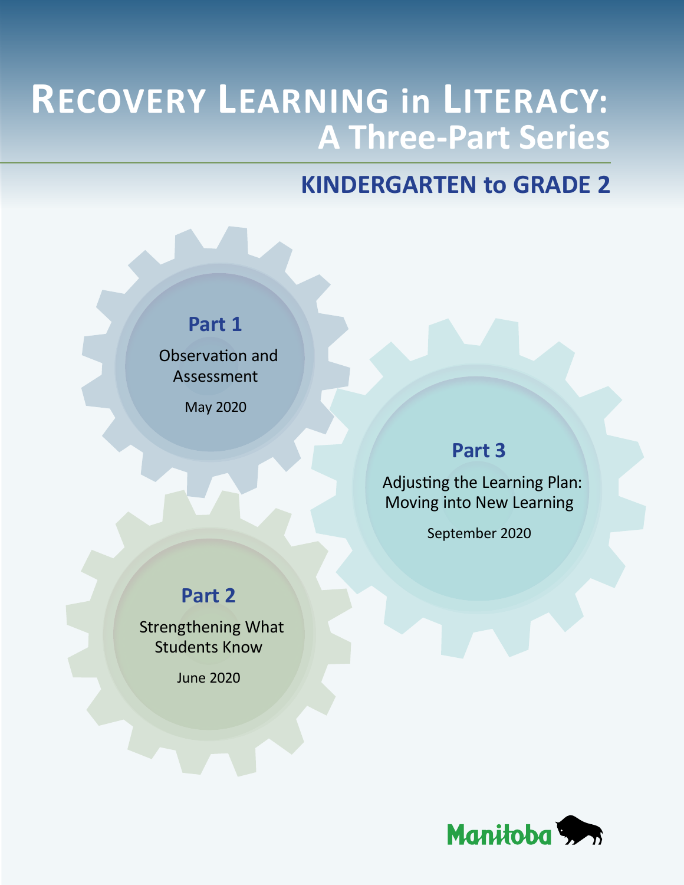# Recovery Learning in Literacy: A Three-Part Series

## Kindergarten to Grade 2

**Part 1**

Observation and Assessment

May 2020

**Part 2**

Strengthening What Students Know

June 2020

**Part 3**

Adjusting the Learning Plan: Moving into New Learning

September 2020

Manitoba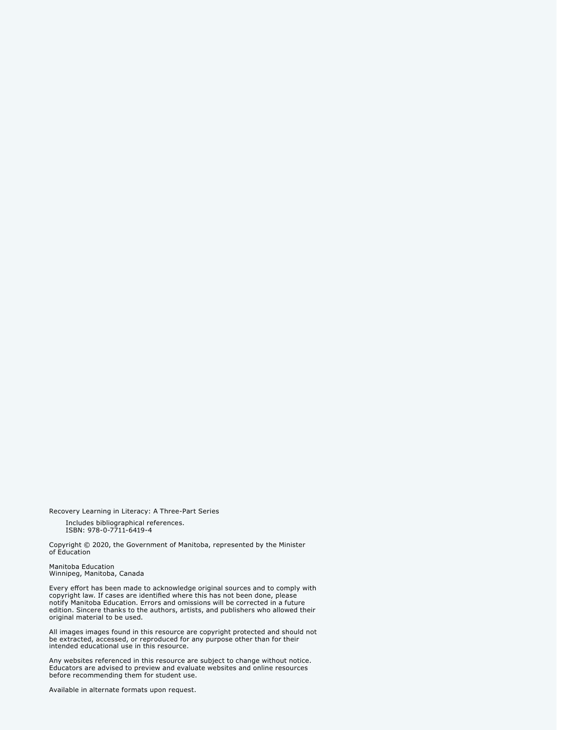Recovery Learning in Literacy: A Three-Part Series

Includes bibliographical references.
ISBN: 978-0-7711-6419-4

Copyright © 2020, the Government of Manitoba, represented by the Minister of Education

Manitoba Education
Winnipeg, Manitoba, Canada

Every effort has been made to acknowledge original sources and to comply with copyright law. If cases are identified where this has not been done, please notify Manitoba Education. Errors and omissions will be corrected in a future edition. Sincere thanks to the authors, artists, and publishers who allowed their original material to be used.

All images images found in this resource are copyright protected and should not be extracted, accessed, or reproduced for any purpose other than for their intended educational use in this resource.

Any websites referenced in this resource are subject to change without notice. Educators are advised to preview and evaluate websites and online resources before recommending them for student use.

Available in alternate formats upon request.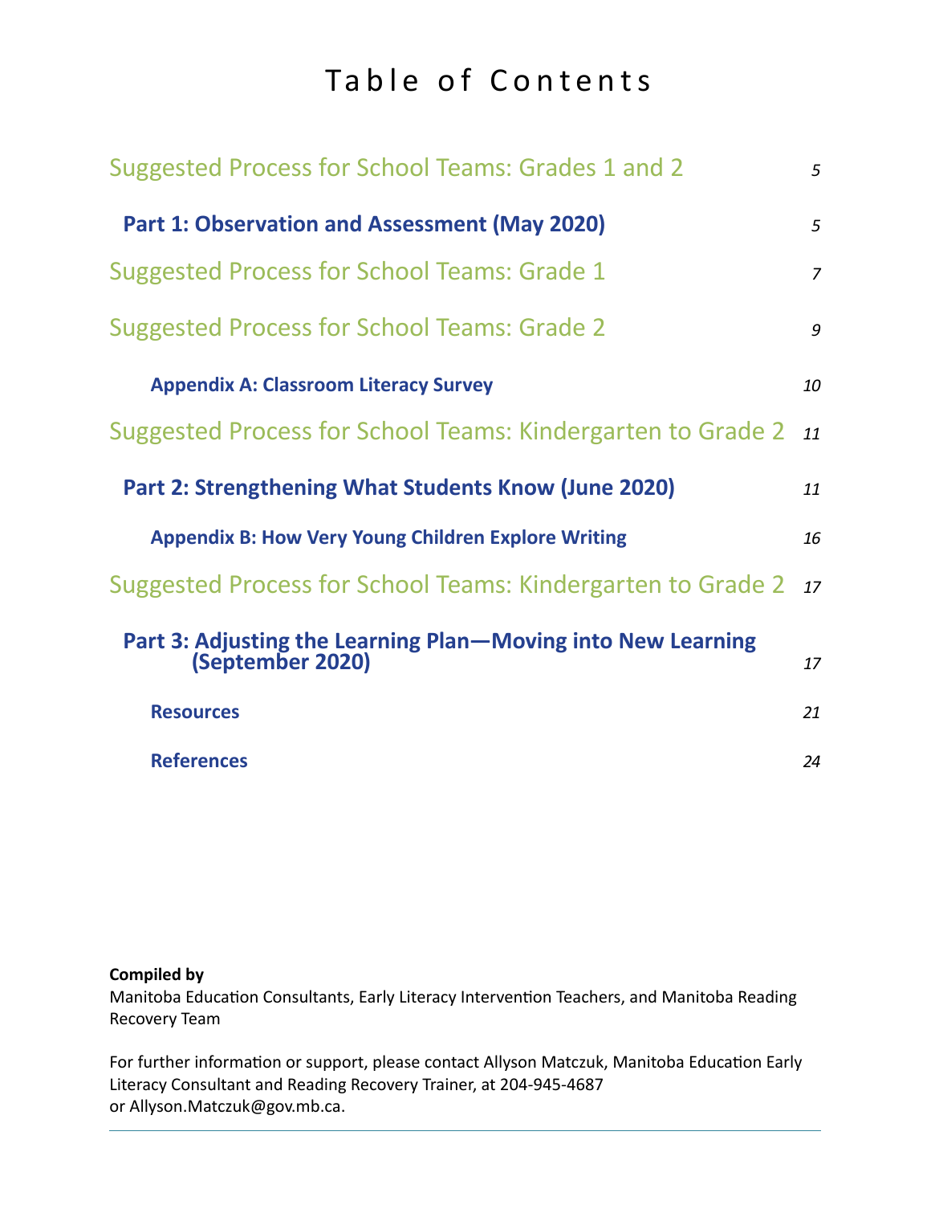# Table of Contents

| | |
|---|---|
| Suggested Process for School Teams: Grades 1 and 2 | 5 |
| **Part 1: Observation and Assessment (May 2020)** | 5 |
| Suggested Process for School Teams: Grade 1 | 7 |
| Suggested Process for School Teams: Grade 2 | 9 |
| **Appendix A: Classroom Literacy Survey** | 10 |
| Suggested Process for School Teams: Kindergarten to Grade 2 | 11 |
| **Part 2: Strengthening What Students Know (June 2020)** | 11 |
| **Appendix B: How Very Young Children Explore Writing** | 16 |
| Suggested Process for School Teams: Kindergarten to Grade 2 | 17 |
| **Part 3: Adjusting the Learning Plan—Moving into New Learning (September 2020)** | 17 |
| **Resources** | 21 |
| **References** | 24 |

**Compiled by**
Manitoba Education Consultants, Early Literacy Intervention Teachers, and Manitoba Reading Recovery Team

For further information or support, please contact Allyson Matczuk, Manitoba Education Early Literacy Consultant and Reading Recovery Trainer, at 204-945-4687 or Allyson.Matczuk@gov.mb.ca.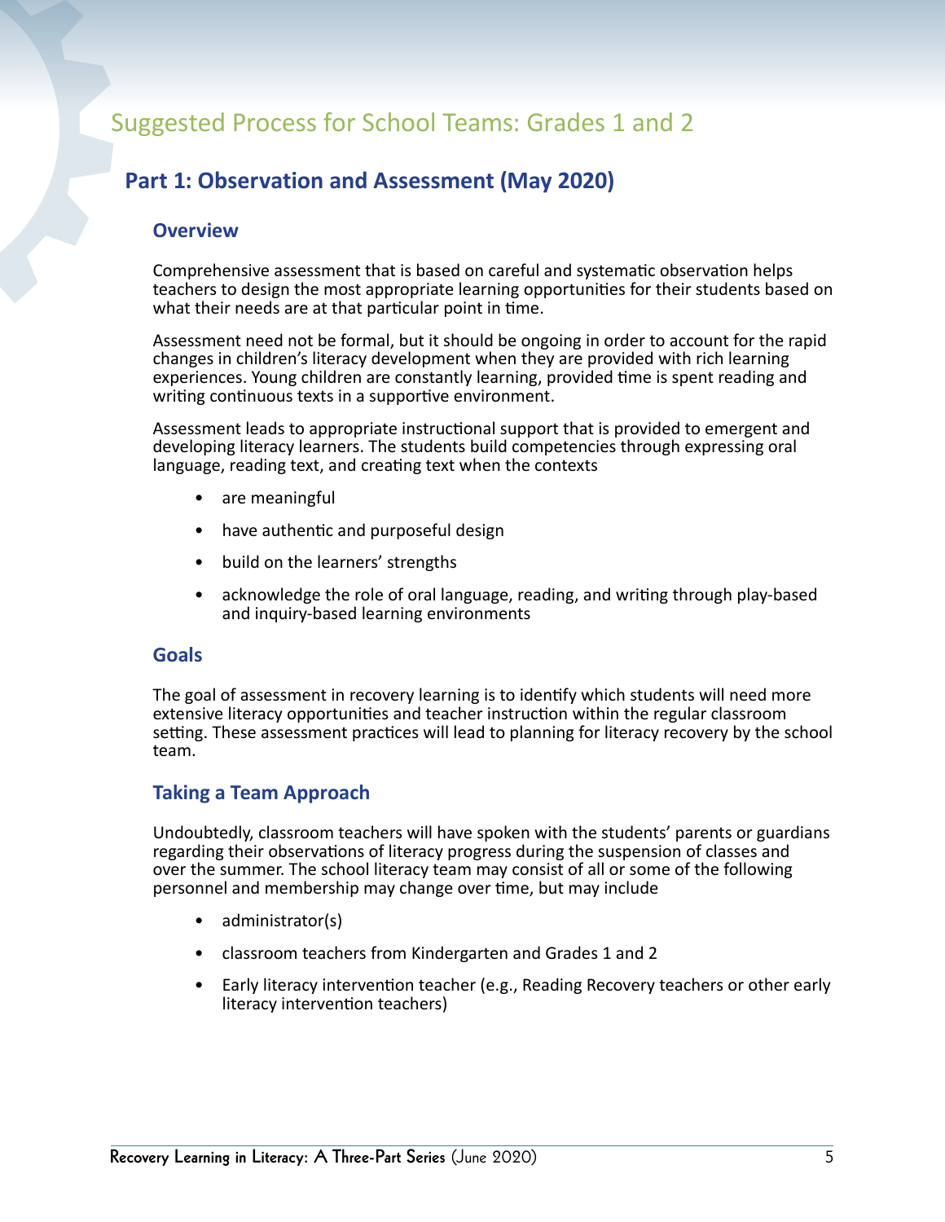# Suggested Process for School Teams: Grades 1 and 2

## Part 1: Observation and Assessment (May 2020)

### Overview

Comprehensive assessment that is based on careful and systematic observation helps teachers to design the most appropriate learning opportunities for their students based on what their needs are at that particular point in time.

Assessment need not be formal, but it should be ongoing in order to account for the rapid changes in children's literacy development when they are provided with rich learning experiences. Young children are constantly learning, provided time is spent reading and writing continuous texts in a supportive environment.

Assessment leads to appropriate instructional support that is provided to emergent and developing literacy learners. The students build competencies through expressing oral language, reading text, and creating text when the contexts

- are meaningful
- have authentic and purposeful design
- build on the learners' strengths
- acknowledge the role of oral language, reading, and writing through play-based and inquiry-based learning environments

### Goals

The goal of assessment in recovery learning is to identify which students will need more extensive literacy opportunities and teacher instruction within the regular classroom setting. These assessment practices will lead to planning for literacy recovery by the school team.

### Taking a Team Approach

Undoubtedly, classroom teachers will have spoken with the students' parents or guardians regarding their observations of literacy progress during the suspension of classes and over the summer. The school literacy team may consist of all or some of the following personnel and membership may change over time, but may include

- administrator(s)
- classroom teachers from Kindergarten and Grades 1 and 2
- Early literacy intervention teacher (e.g., Reading Recovery teachers or other early literacy intervention teachers)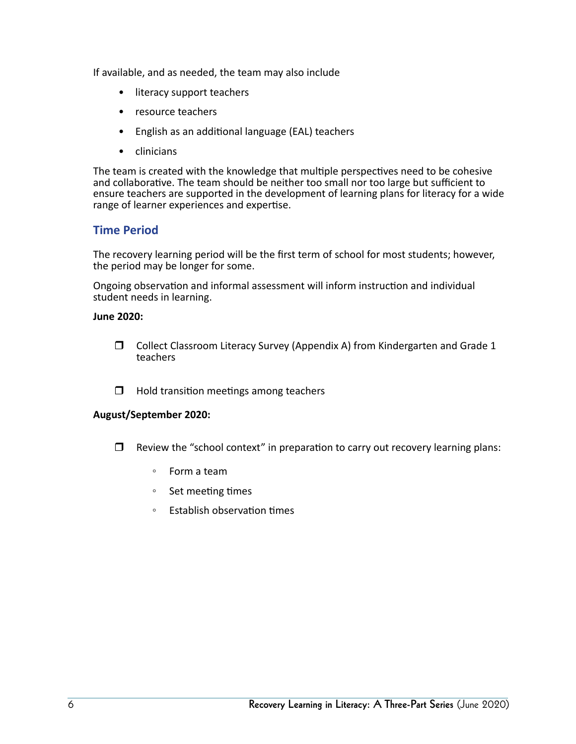If available, and as needed, the team may also include

- literacy support teachers
- resource teachers
- English as an additional language (EAL) teachers
- clinicians

The team is created with the knowledge that multiple perspectives need to be cohesive and collaborative. The team should be neither too small nor too large but sufficient to ensure teachers are supported in the development of learning plans for literacy for a wide range of learner experiences and expertise.

## Time Period

The recovery learning period will be the first term of school for most students; however, the period may be longer for some.

Ongoing observation and informal assessment will inform instruction and individual student needs in learning.

**June 2020:**

- ❐ Collect Classroom Literacy Survey (Appendix A) from Kindergarten and Grade 1 teachers
- ❐ Hold transition meetings among teachers

**August/September 2020:**

- ❐ Review the “school context” in preparation to carry out recovery learning plans:
  - Form a team
  - Set meeting times
  - Establish observation times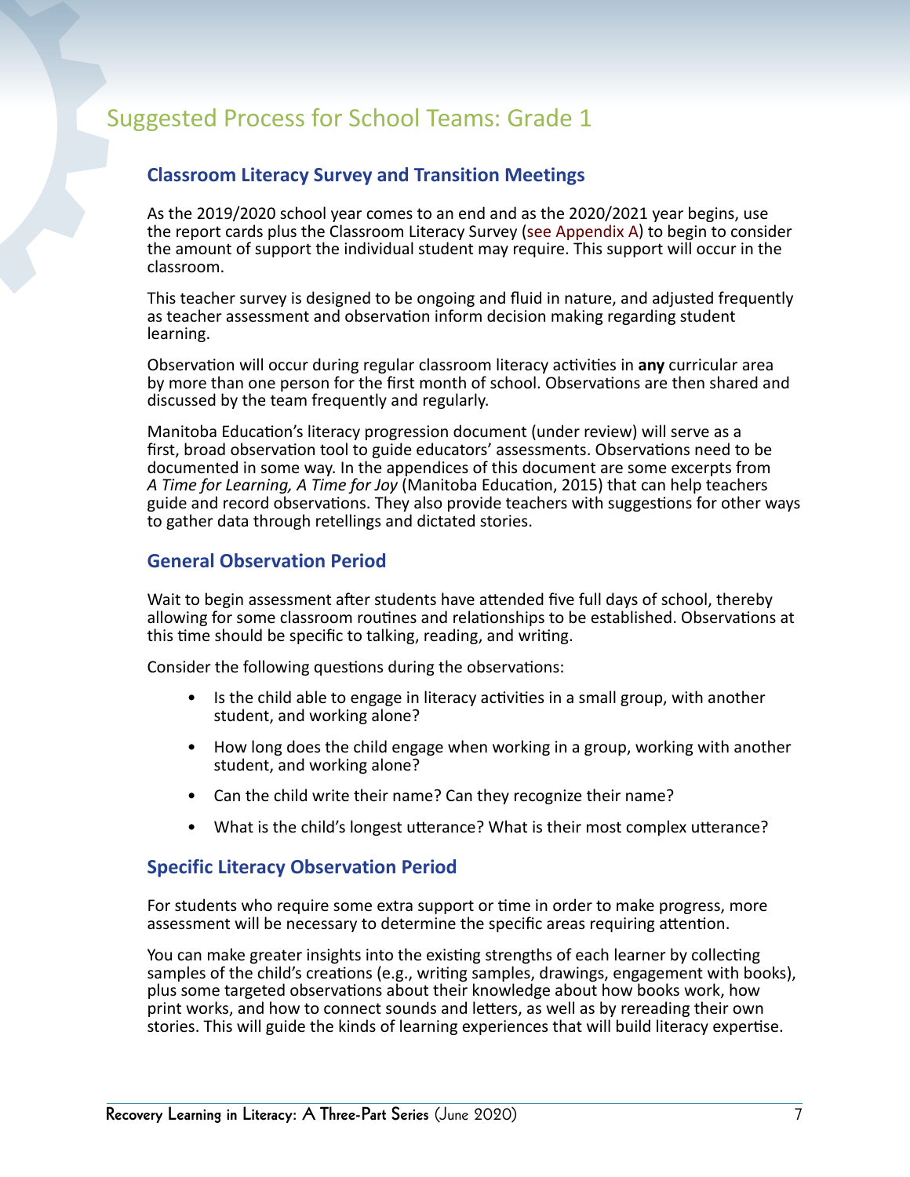# Suggested Process for School Teams: Grade 1

## Classroom Literacy Survey and Transition Meetings

As the 2019/2020 school year comes to an end and as the 2020/2021 year begins, use the report cards plus the Classroom Literacy Survey (see Appendix A) to begin to consider the amount of support the individual student may require. This support will occur in the classroom.

This teacher survey is designed to be ongoing and fluid in nature, and adjusted frequently as teacher assessment and observation inform decision making regarding student learning.

Observation will occur during regular classroom literacy activities in **any** curricular area by more than one person for the first month of school. Observations are then shared and discussed by the team frequently and regularly.

Manitoba Education's literacy progression document (under review) will serve as a first, broad observation tool to guide educators' assessments. Observations need to be documented in some way. In the appendices of this document are some excerpts from *A Time for Learning, A Time for Joy* (Manitoba Education, 2015) that can help teachers guide and record observations. They also provide teachers with suggestions for other ways to gather data through retellings and dictated stories.

## General Observation Period

Wait to begin assessment after students have attended five full days of school, thereby allowing for some classroom routines and relationships to be established. Observations at this time should be specific to talking, reading, and writing.

Consider the following questions during the observations:

- Is the child able to engage in literacy activities in a small group, with another student, and working alone?
- How long does the child engage when working in a group, working with another student, and working alone?
- Can the child write their name? Can they recognize their name?
- What is the child's longest utterance? What is their most complex utterance?

## Specific Literacy Observation Period

For students who require some extra support or time in order to make progress, more assessment will be necessary to determine the specific areas requiring attention.

You can make greater insights into the existing strengths of each learner by collecting samples of the child's creations (e.g., writing samples, drawings, engagement with books), plus some targeted observations about their knowledge about how books work, how print works, and how to connect sounds and letters, as well as by rereading their own stories. This will guide the kinds of learning experiences that will build literacy expertise.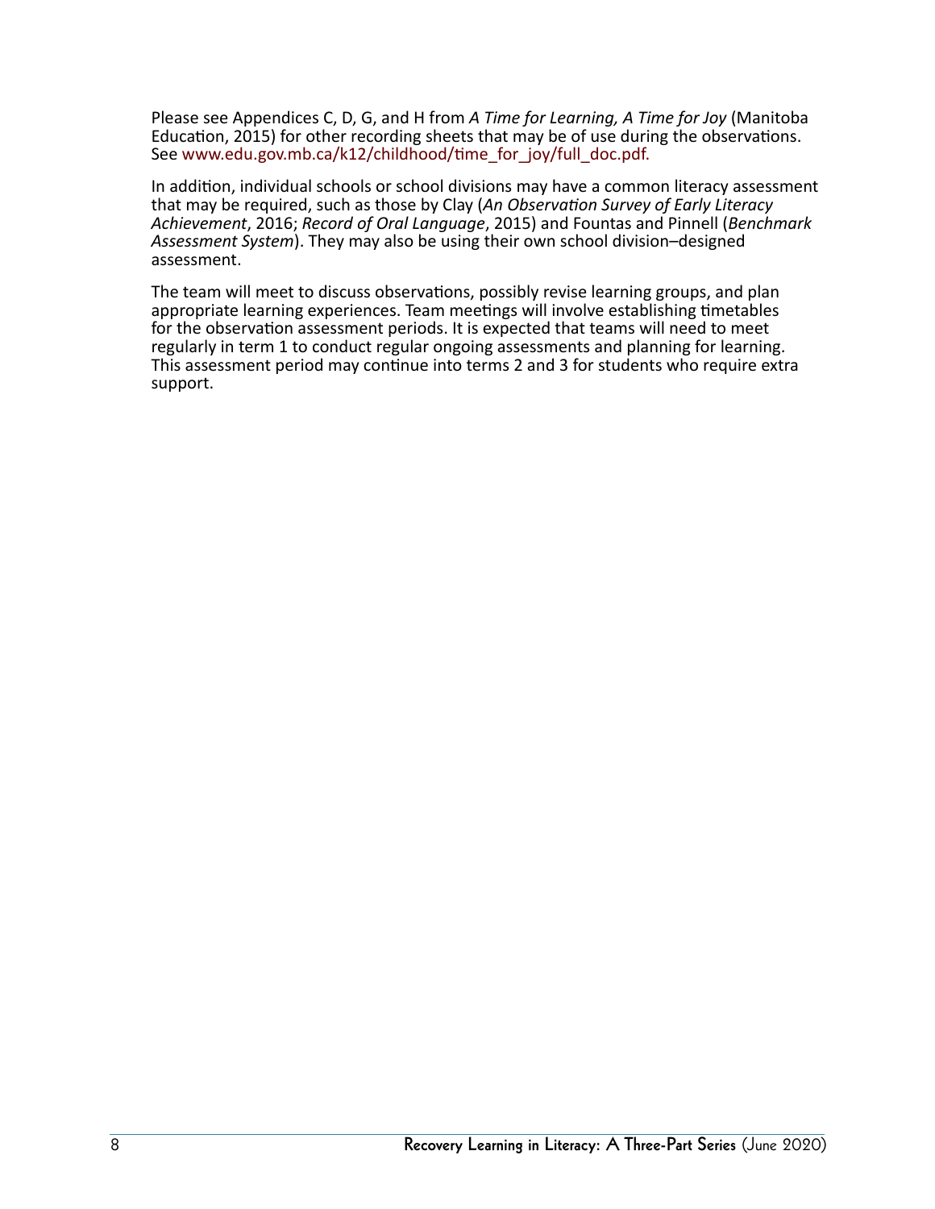Please see Appendices C, D, G, and H from *A Time for Learning, A Time for Joy* (Manitoba Education, 2015) for other recording sheets that may be of use during the observations. See www.edu.gov.mb.ca/k12/childhood/time_for_joy/full_doc.pdf.

In addition, individual schools or school divisions may have a common literacy assessment that may be required, such as those by Clay (*An Observation Survey of Early Literacy Achievement*, 2016; *Record of Oral Language*, 2015) and Fountas and Pinnell (*Benchmark Assessment System*). They may also be using their own school division–designed assessment.

The team will meet to discuss observations, possibly revise learning groups, and plan appropriate learning experiences. Team meetings will involve establishing timetables for the observation assessment periods. It is expected that teams will need to meet regularly in term 1 to conduct regular ongoing assessments and planning for learning. This assessment period may continue into terms 2 and 3 for students who require extra support.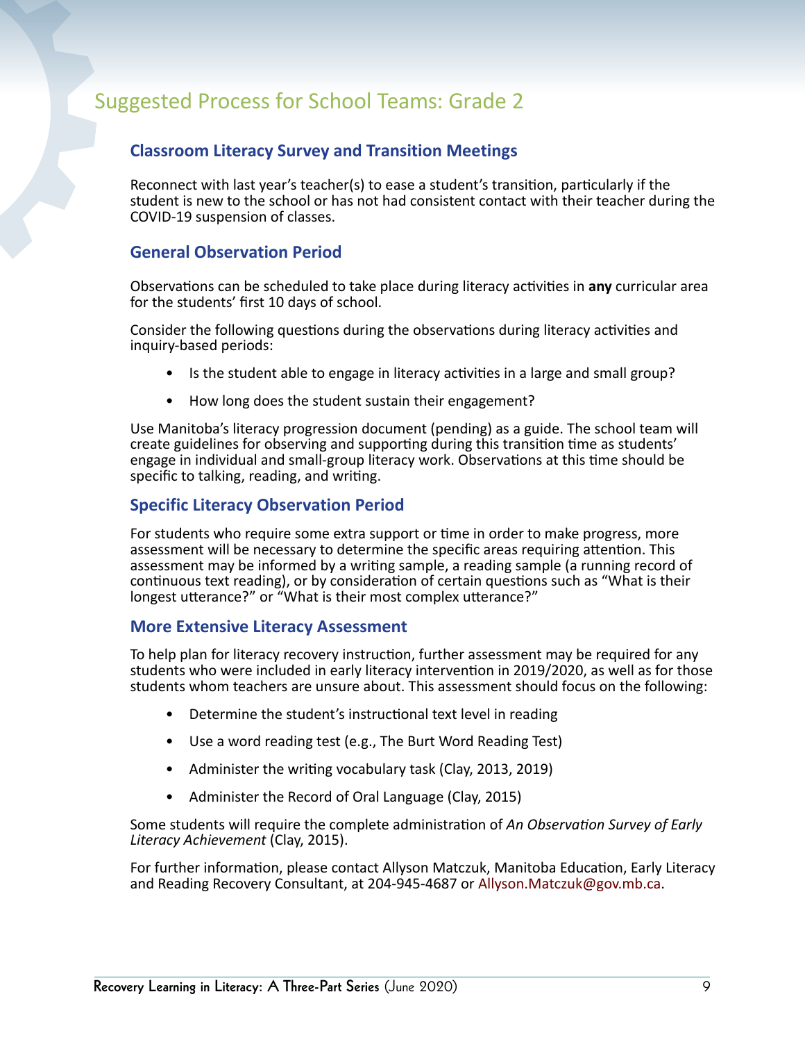# Suggested Process for School Teams: Grade 2

## Classroom Literacy Survey and Transition Meetings

Reconnect with last year's teacher(s) to ease a student's transition, particularly if the student is new to the school or has not had consistent contact with their teacher during the COVID-19 suspension of classes.

## General Observation Period

Observations can be scheduled to take place during literacy activities in **any** curricular area for the students' first 10 days of school.

Consider the following questions during the observations during literacy activities and inquiry-based periods:

- Is the student able to engage in literacy activities in a large and small group?
- How long does the student sustain their engagement?

Use Manitoba's literacy progression document (pending) as a guide. The school team will create guidelines for observing and supporting during this transition time as students' engage in individual and small-group literacy work. Observations at this time should be specific to talking, reading, and writing.

## Specific Literacy Observation Period

For students who require some extra support or time in order to make progress, more assessment will be necessary to determine the specific areas requiring attention. This assessment may be informed by a writing sample, a reading sample (a running record of continuous text reading), or by consideration of certain questions such as "What is their longest utterance?" or "What is their most complex utterance?"

## More Extensive Literacy Assessment

To help plan for literacy recovery instruction, further assessment may be required for any students who were included in early literacy intervention in 2019/2020, as well as for those students whom teachers are unsure about. This assessment should focus on the following:

- Determine the student's instructional text level in reading
- Use a word reading test (e.g., The Burt Word Reading Test)
- Administer the writing vocabulary task (Clay, 2013, 2019)
- Administer the Record of Oral Language (Clay, 2015)

Some students will require the complete administration of *An Observation Survey of Early Literacy Achievement* (Clay, 2015).

For further information, please contact Allyson Matczuk, Manitoba Education, Early Literacy and Reading Recovery Consultant, at 204-945-4687 or Allyson.Matczuk@gov.mb.ca.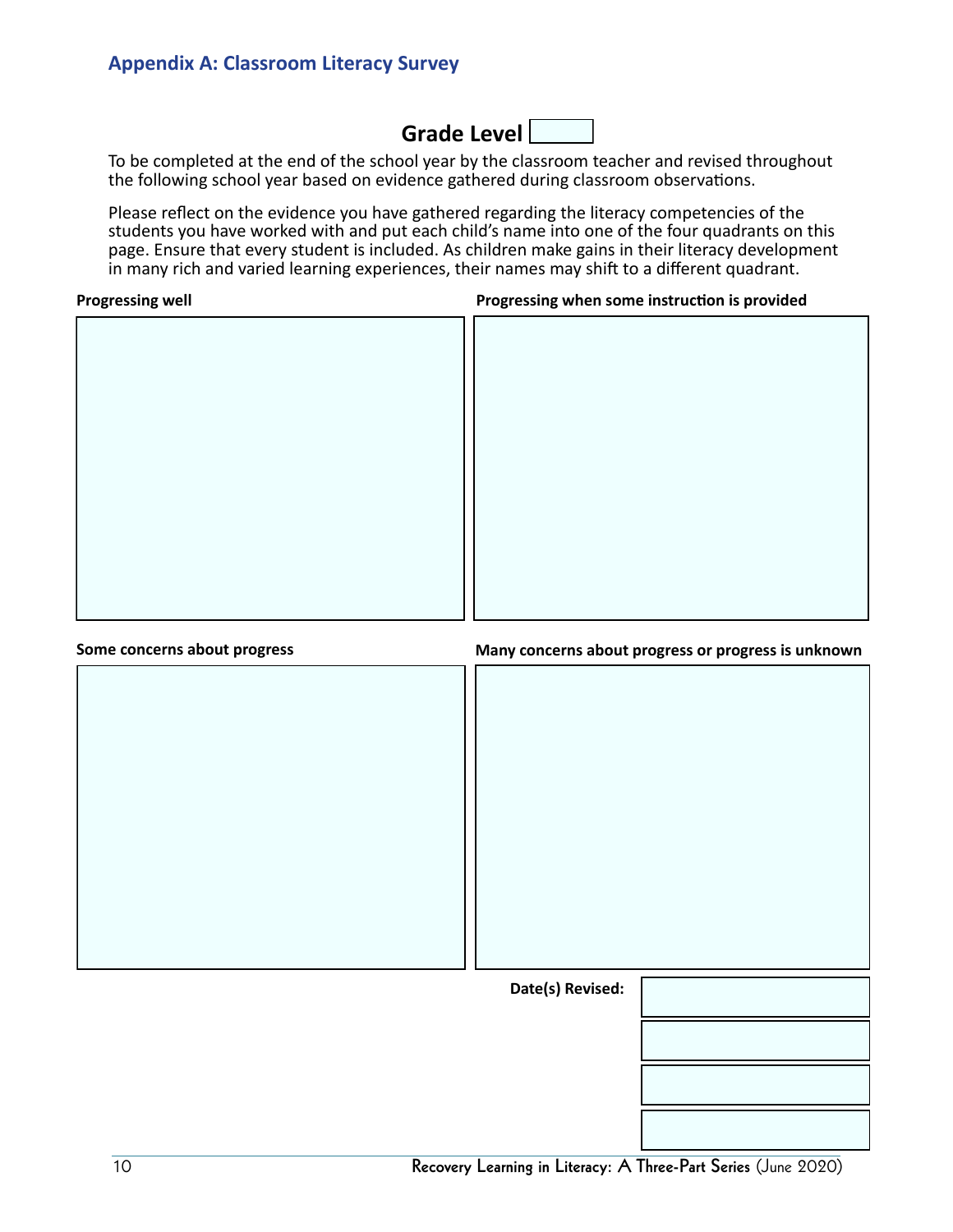## Appendix A: Classroom Literacy Survey

**Grade Level**

To be completed at the end of the school year by the classroom teacher and revised throughout the following school year based on evidence gathered during classroom observations.

Please reflect on the evidence you have gathered regarding the literacy competencies of the students you have worked with and put each child's name into one of the four quadrants on this page. Ensure that every student is included. As children make gains in their literacy development in many rich and varied learning experiences, their names may shift to a different quadrant.

| Progressing well | Progressing when some instruction is provided |
|---|---|
| | |

| Some concerns about progress | Many concerns about progress or progress is unknown |
|---|---|
| | |

**Date(s) Revised:**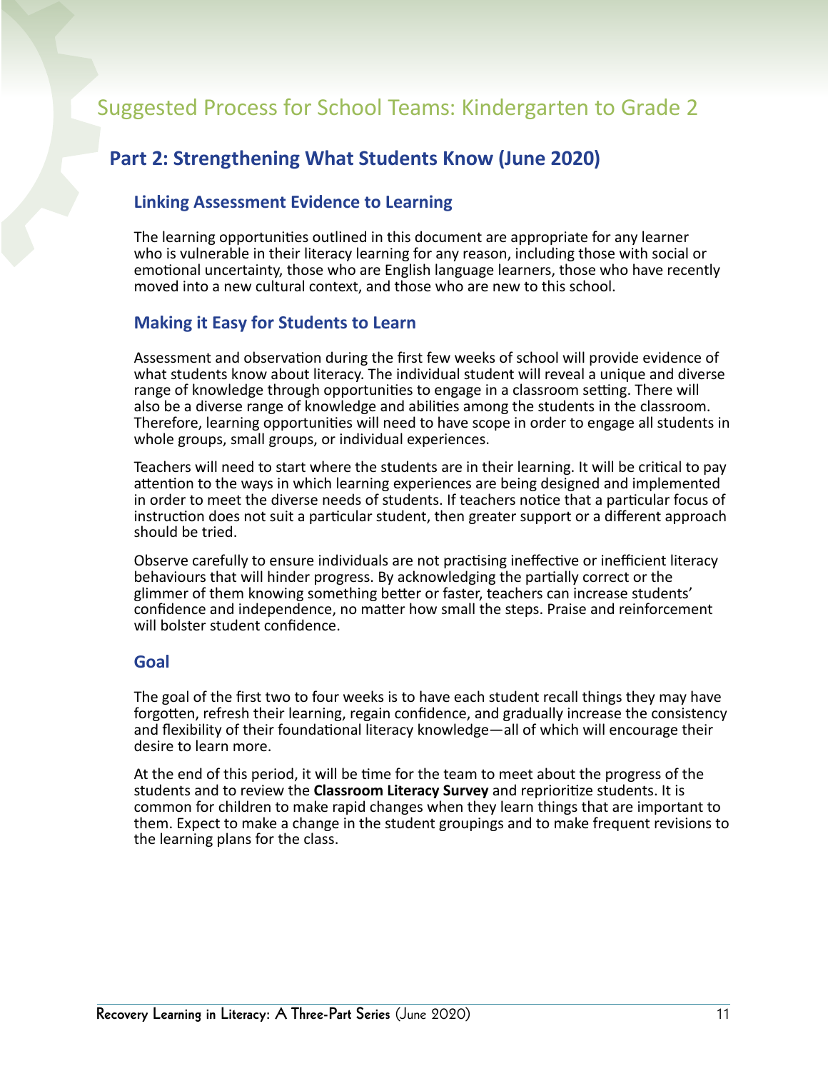# Suggested Process for School Teams: Kindergarten to Grade 2

## Part 2: Strengthening What Students Know (June 2020)

### Linking Assessment Evidence to Learning

The learning opportunities outlined in this document are appropriate for any learner who is vulnerable in their literacy learning for any reason, including those with social or emotional uncertainty, those who are English language learners, those who have recently moved into a new cultural context, and those who are new to this school.

### Making it Easy for Students to Learn

Assessment and observation during the first few weeks of school will provide evidence of what students know about literacy. The individual student will reveal a unique and diverse range of knowledge through opportunities to engage in a classroom setting. There will also be a diverse range of knowledge and abilities among the students in the classroom. Therefore, learning opportunities will need to have scope in order to engage all students in whole groups, small groups, or individual experiences.

Teachers will need to start where the students are in their learning. It will be critical to pay attention to the ways in which learning experiences are being designed and implemented in order to meet the diverse needs of students. If teachers notice that a particular focus of instruction does not suit a particular student, then greater support or a different approach should be tried.

Observe carefully to ensure individuals are not practising ineffective or inefficient literacy behaviours that will hinder progress. By acknowledging the partially correct or the glimmer of them knowing something better or faster, teachers can increase students' confidence and independence, no matter how small the steps. Praise and reinforcement will bolster student confidence.

### Goal

The goal of the first two to four weeks is to have each student recall things they may have forgotten, refresh their learning, regain confidence, and gradually increase the consistency and flexibility of their foundational literacy knowledge—all of which will encourage their desire to learn more.

At the end of this period, it will be time for the team to meet about the progress of the students and to review the **Classroom Literacy Survey** and reprioritize students. It is common for children to make rapid changes when they learn things that are important to them. Expect to make a change in the student groupings and to make frequent revisions to the learning plans for the class.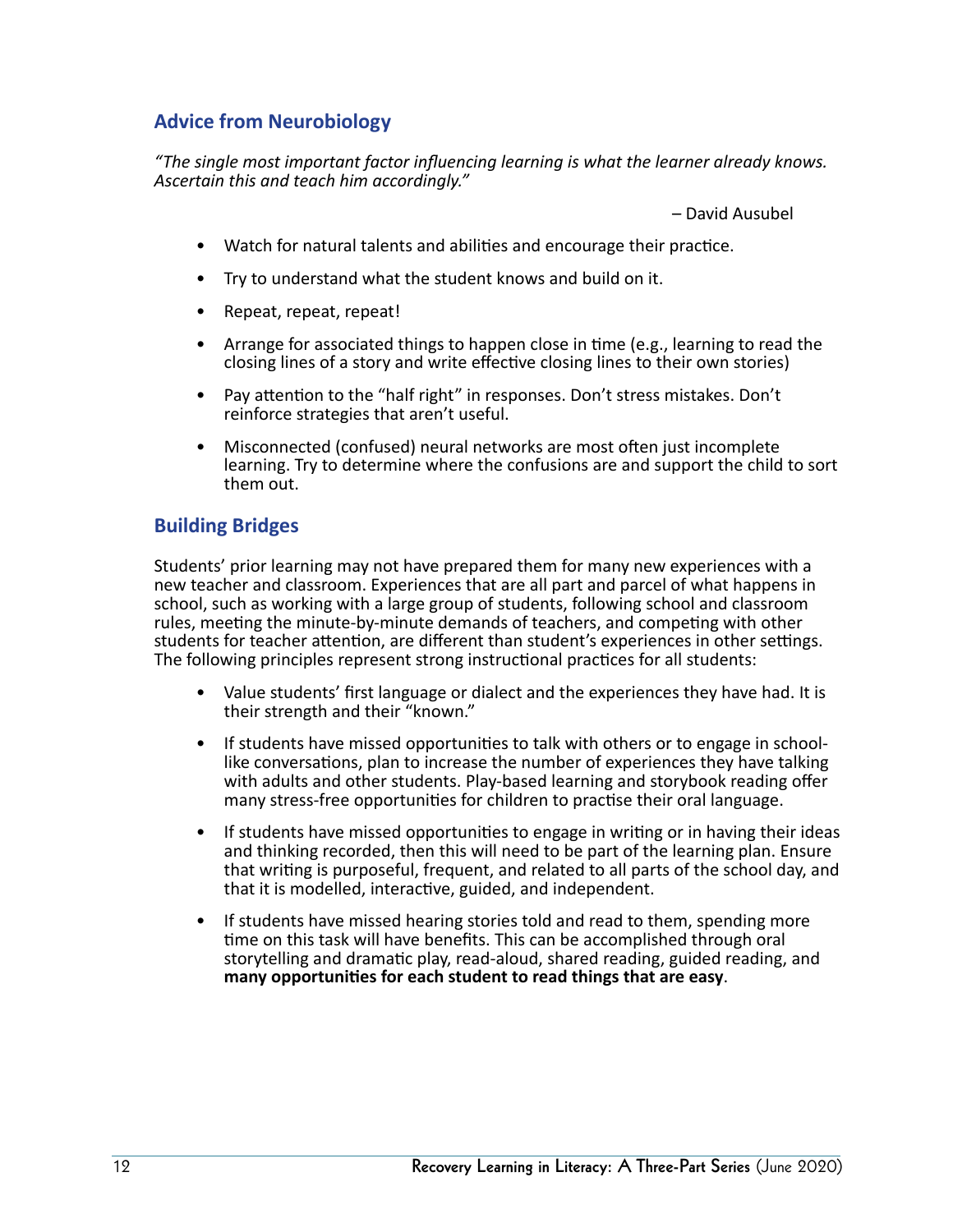## Advice from Neurobiology

*"The single most important factor influencing learning is what the learner already knows. Ascertain this and teach him accordingly."*

– David Ausubel

- Watch for natural talents and abilities and encourage their practice.
- Try to understand what the student knows and build on it.
- Repeat, repeat, repeat!
- Arrange for associated things to happen close in time (e.g., learning to read the closing lines of a story and write effective closing lines to their own stories)
- Pay attention to the "half right" in responses. Don't stress mistakes. Don't reinforce strategies that aren't useful.
- Misconnected (confused) neural networks are most often just incomplete learning. Try to determine where the confusions are and support the child to sort them out.

## Building Bridges

Students' prior learning may not have prepared them for many new experiences with a new teacher and classroom. Experiences that are all part and parcel of what happens in school, such as working with a large group of students, following school and classroom rules, meeting the minute-by-minute demands of teachers, and competing with other students for teacher attention, are different than student's experiences in other settings. The following principles represent strong instructional practices for all students:

- Value students' first language or dialect and the experiences they have had. It is their strength and their "known."
- If students have missed opportunities to talk with others or to engage in school-like conversations, plan to increase the number of experiences they have talking with adults and other students. Play-based learning and storybook reading offer many stress-free opportunities for children to practise their oral language.
- If students have missed opportunities to engage in writing or in having their ideas and thinking recorded, then this will need to be part of the learning plan. Ensure that writing is purposeful, frequent, and related to all parts of the school day, and that it is modelled, interactive, guided, and independent.
- If students have missed hearing stories told and read to them, spending more time on this task will have benefits. This can be accomplished through oral storytelling and dramatic play, read-aloud, shared reading, guided reading, and **many opportunities for each student to read things that are easy**.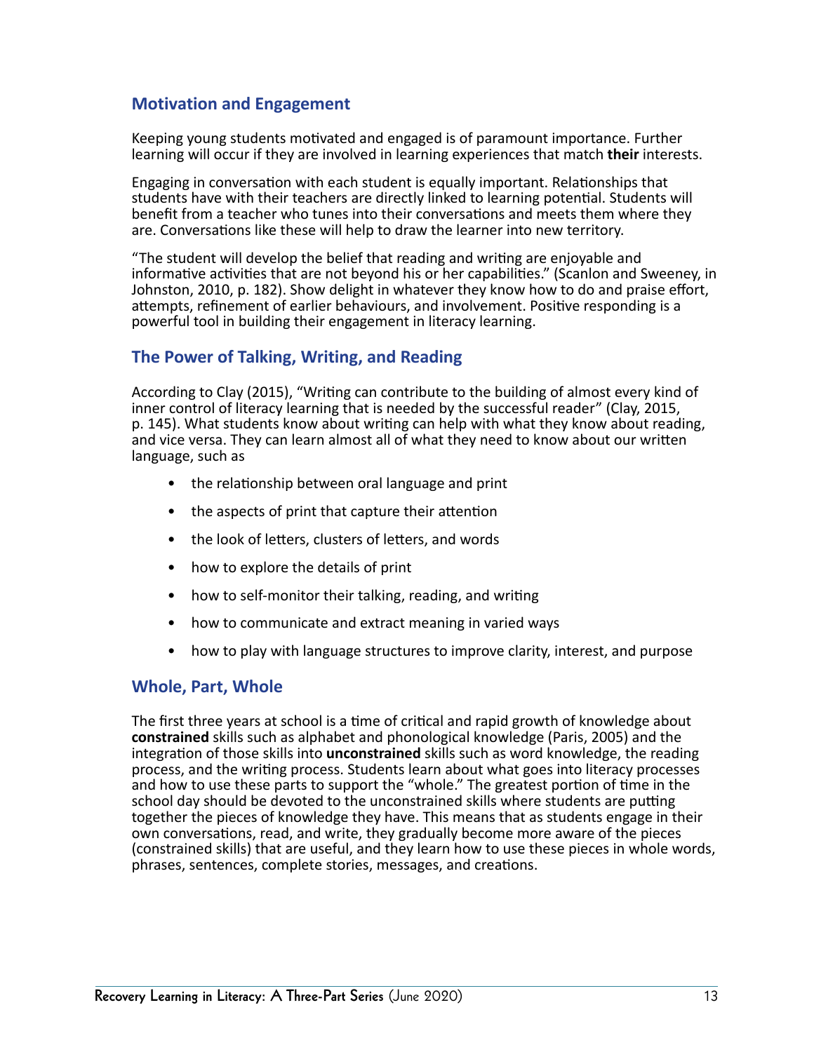## Motivation and Engagement

Keeping young students motivated and engaged is of paramount importance. Further learning will occur if they are involved in learning experiences that match **their** interests.

Engaging in conversation with each student is equally important. Relationships that students have with their teachers are directly linked to learning potential. Students will benefit from a teacher who tunes into their conversations and meets them where they are. Conversations like these will help to draw the learner into new territory.

"The student will develop the belief that reading and writing are enjoyable and informative activities that are not beyond his or her capabilities." (Scanlon and Sweeney, in Johnston, 2010, p. 182). Show delight in whatever they know how to do and praise effort, attempts, refinement of earlier behaviours, and involvement. Positive responding is a powerful tool in building their engagement in literacy learning.

## The Power of Talking, Writing, and Reading

According to Clay (2015), "Writing can contribute to the building of almost every kind of inner control of literacy learning that is needed by the successful reader" (Clay, 2015, p. 145). What students know about writing can help with what they know about reading, and vice versa. They can learn almost all of what they need to know about our written language, such as

- the relationship between oral language and print
- the aspects of print that capture their attention
- the look of letters, clusters of letters, and words
- how to explore the details of print
- how to self-monitor their talking, reading, and writing
- how to communicate and extract meaning in varied ways
- how to play with language structures to improve clarity, interest, and purpose

## Whole, Part, Whole

The first three years at school is a time of critical and rapid growth of knowledge about **constrained** skills such as alphabet and phonological knowledge (Paris, 2005) and the integration of those skills into **unconstrained** skills such as word knowledge, the reading process, and the writing process. Students learn about what goes into literacy processes and how to use these parts to support the "whole." The greatest portion of time in the school day should be devoted to the unconstrained skills where students are putting together the pieces of knowledge they have. This means that as students engage in their own conversations, read, and write, they gradually become more aware of the pieces (constrained skills) that are useful, and they learn how to use these pieces in whole words, phrases, sentences, complete stories, messages, and creations.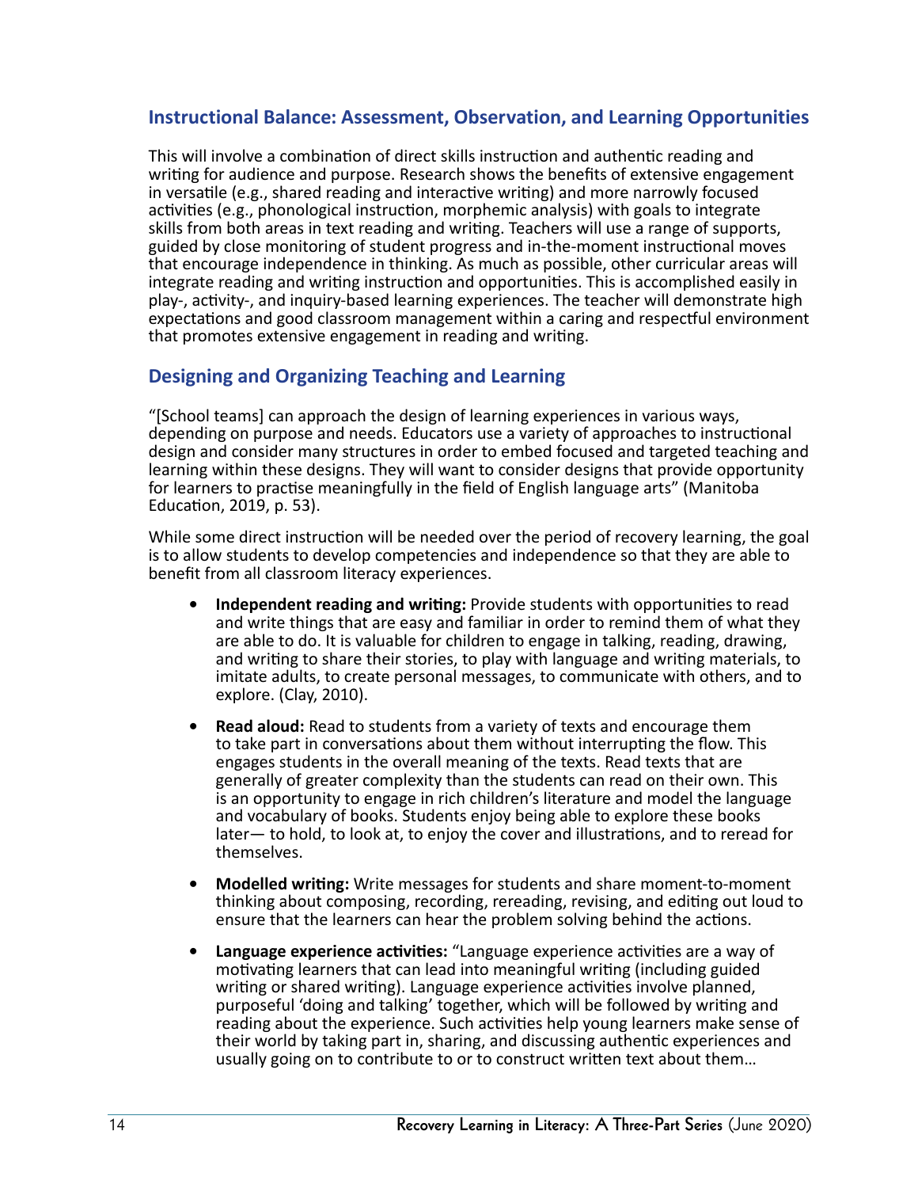## Instructional Balance: Assessment, Observation, and Learning Opportunities

This will involve a combination of direct skills instruction and authentic reading and writing for audience and purpose. Research shows the benefits of extensive engagement in versatile (e.g., shared reading and interactive writing) and more narrowly focused activities (e.g., phonological instruction, morphemic analysis) with goals to integrate skills from both areas in text reading and writing. Teachers will use a range of supports, guided by close monitoring of student progress and in-the-moment instructional moves that encourage independence in thinking. As much as possible, other curricular areas will integrate reading and writing instruction and opportunities. This is accomplished easily in play-, activity-, and inquiry-based learning experiences. The teacher will demonstrate high expectations and good classroom management within a caring and respectful environment that promotes extensive engagement in reading and writing.

## Designing and Organizing Teaching and Learning

"[School teams] can approach the design of learning experiences in various ways, depending on purpose and needs. Educators use a variety of approaches to instructional design and consider many structures in order to embed focused and targeted teaching and learning within these designs. They will want to consider designs that provide opportunity for learners to practise meaningfully in the field of English language arts" (Manitoba Education, 2019, p. 53).

While some direct instruction will be needed over the period of recovery learning, the goal is to allow students to develop competencies and independence so that they are able to benefit from all classroom literacy experiences.

- **Independent reading and writing:** Provide students with opportunities to read and write things that are easy and familiar in order to remind them of what they are able to do. It is valuable for children to engage in talking, reading, drawing, and writing to share their stories, to play with language and writing materials, to imitate adults, to create personal messages, to communicate with others, and to explore. (Clay, 2010).
- **Read aloud:** Read to students from a variety of texts and encourage them to take part in conversations about them without interrupting the flow. This engages students in the overall meaning of the texts. Read texts that are generally of greater complexity than the students can read on their own. This is an opportunity to engage in rich children's literature and model the language and vocabulary of books. Students enjoy being able to explore these books later— to hold, to look at, to enjoy the cover and illustrations, and to reread for themselves.
- **Modelled writing:** Write messages for students and share moment-to-moment thinking about composing, recording, rereading, revising, and editing out loud to ensure that the learners can hear the problem solving behind the actions.
- **Language experience activities:** "Language experience activities are a way of motivating learners that can lead into meaningful writing (including guided writing or shared writing). Language experience activities involve planned, purposeful 'doing and talking' together, which will be followed by writing and reading about the experience. Such activities help young learners make sense of their world by taking part in, sharing, and discussing authentic experiences and usually going on to contribute to or to construct written text about them…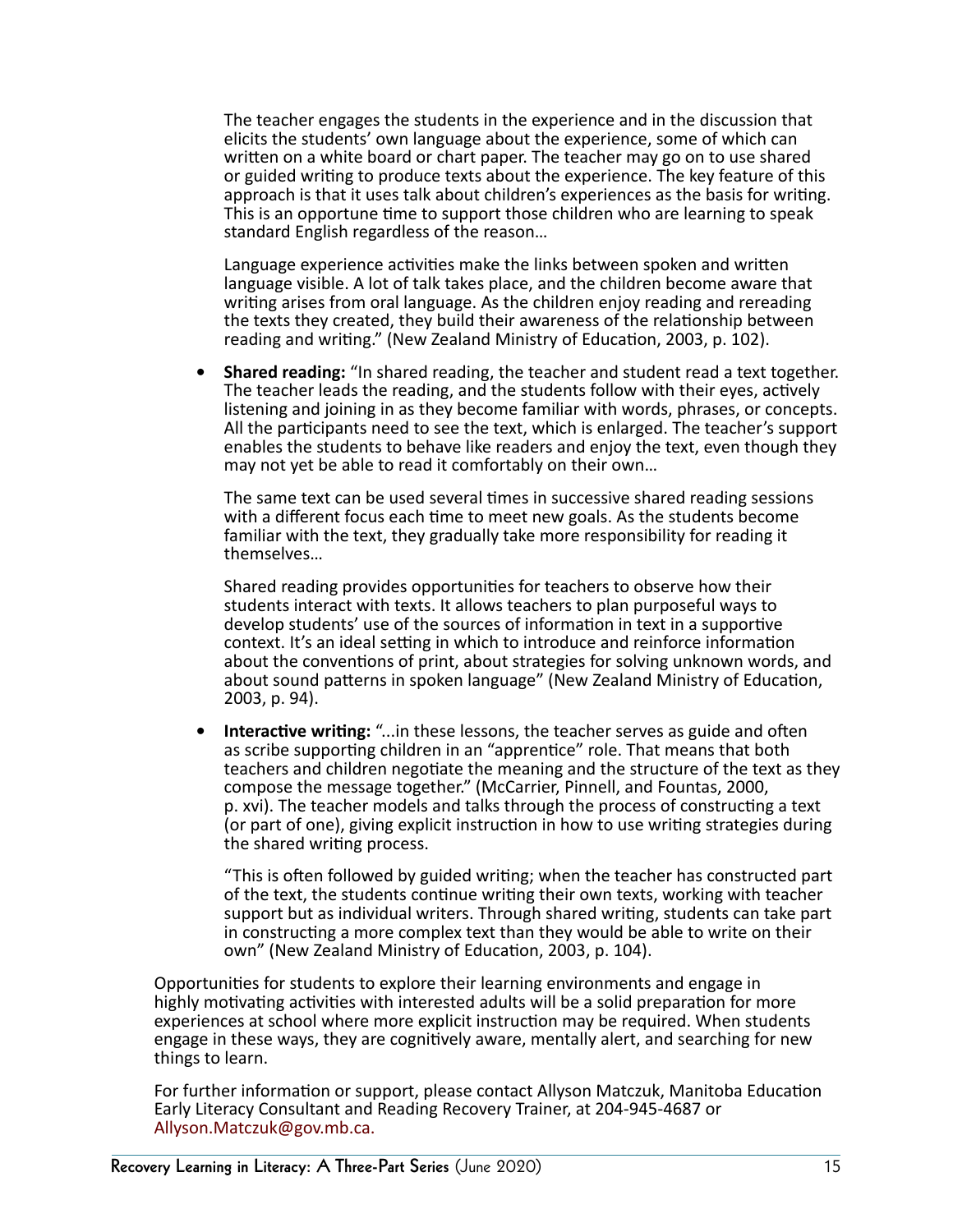The teacher engages the students in the experience and in the discussion that elicits the students' own language about the experience, some of which can written on a white board or chart paper. The teacher may go on to use shared or guided writing to produce texts about the experience. The key feature of this approach is that it uses talk about children's experiences as the basis for writing. This is an opportune time to support those children who are learning to speak standard English regardless of the reason…

Language experience activities make the links between spoken and written language visible. A lot of talk takes place, and the children become aware that writing arises from oral language. As the children enjoy reading and rereading the texts they created, they build their awareness of the relationship between reading and writing." (New Zealand Ministry of Education, 2003, p. 102).

- **Shared reading:** "In shared reading, the teacher and student read a text together. The teacher leads the reading, and the students follow with their eyes, actively listening and joining in as they become familiar with words, phrases, or concepts. All the participants need to see the text, which is enlarged. The teacher's support enables the students to behave like readers and enjoy the text, even though they may not yet be able to read it comfortably on their own…

  The same text can be used several times in successive shared reading sessions with a different focus each time to meet new goals. As the students become familiar with the text, they gradually take more responsibility for reading it themselves…

  Shared reading provides opportunities for teachers to observe how their students interact with texts. It allows teachers to plan purposeful ways to develop students' use of the sources of information in text in a supportive context. It's an ideal setting in which to introduce and reinforce information about the conventions of print, about strategies for solving unknown words, and about sound patterns in spoken language" (New Zealand Ministry of Education, 2003, p. 94).

- **Interactive writing:** "...in these lessons, the teacher serves as guide and often as scribe supporting children in an "apprentice" role. That means that both teachers and children negotiate the meaning and the structure of the text as they compose the message together." (McCarrier, Pinnell, and Fountas, 2000, p. xvi). The teacher models and talks through the process of constructing a text (or part of one), giving explicit instruction in how to use writing strategies during the shared writing process.

  "This is often followed by guided writing; when the teacher has constructed part of the text, the students continue writing their own texts, working with teacher support but as individual writers. Through shared writing, students can take part in constructing a more complex text than they would be able to write on their own" (New Zealand Ministry of Education, 2003, p. 104).

Opportunities for students to explore their learning environments and engage in highly motivating activities with interested adults will be a solid preparation for more experiences at school where more explicit instruction may be required. When students engage in these ways, they are cognitively aware, mentally alert, and searching for new things to learn.

For further information or support, please contact Allyson Matczuk, Manitoba Education Early Literacy Consultant and Reading Recovery Trainer, at 204-945-4687 or Allyson.Matczuk@gov.mb.ca.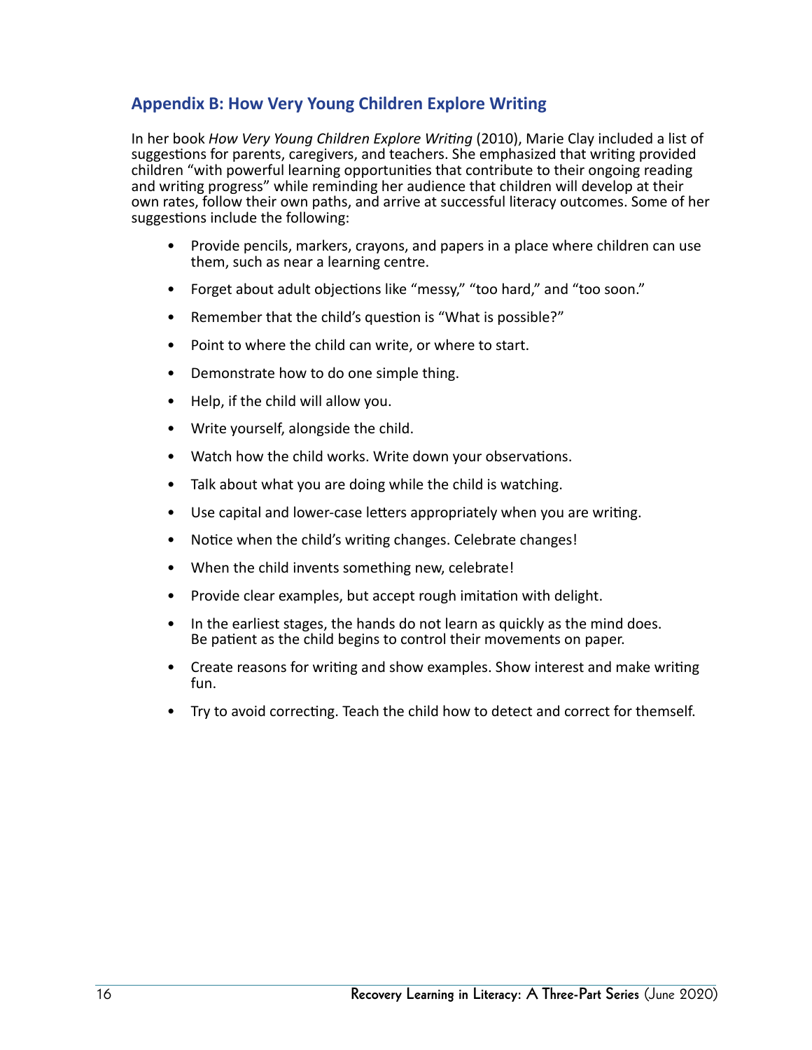## Appendix B: How Very Young Children Explore Writing

In her book *How Very Young Children Explore Writing* (2010), Marie Clay included a list of suggestions for parents, caregivers, and teachers. She emphasized that writing provided children "with powerful learning opportunities that contribute to their ongoing reading and writing progress" while reminding her audience that children will develop at their own rates, follow their own paths, and arrive at successful literacy outcomes. Some of her suggestions include the following:

- Provide pencils, markers, crayons, and papers in a place where children can use them, such as near a learning centre.
- Forget about adult objections like "messy," "too hard," and "too soon."
- Remember that the child's question is "What is possible?"
- Point to where the child can write, or where to start.
- Demonstrate how to do one simple thing.
- Help, if the child will allow you.
- Write yourself, alongside the child.
- Watch how the child works. Write down your observations.
- Talk about what you are doing while the child is watching.
- Use capital and lower-case letters appropriately when you are writing.
- Notice when the child's writing changes. Celebrate changes!
- When the child invents something new, celebrate!
- Provide clear examples, but accept rough imitation with delight.
- In the earliest stages, the hands do not learn as quickly as the mind does. Be patient as the child begins to control their movements on paper.
- Create reasons for writing and show examples. Show interest and make writing fun.
- Try to avoid correcting. Teach the child how to detect and correct for themself.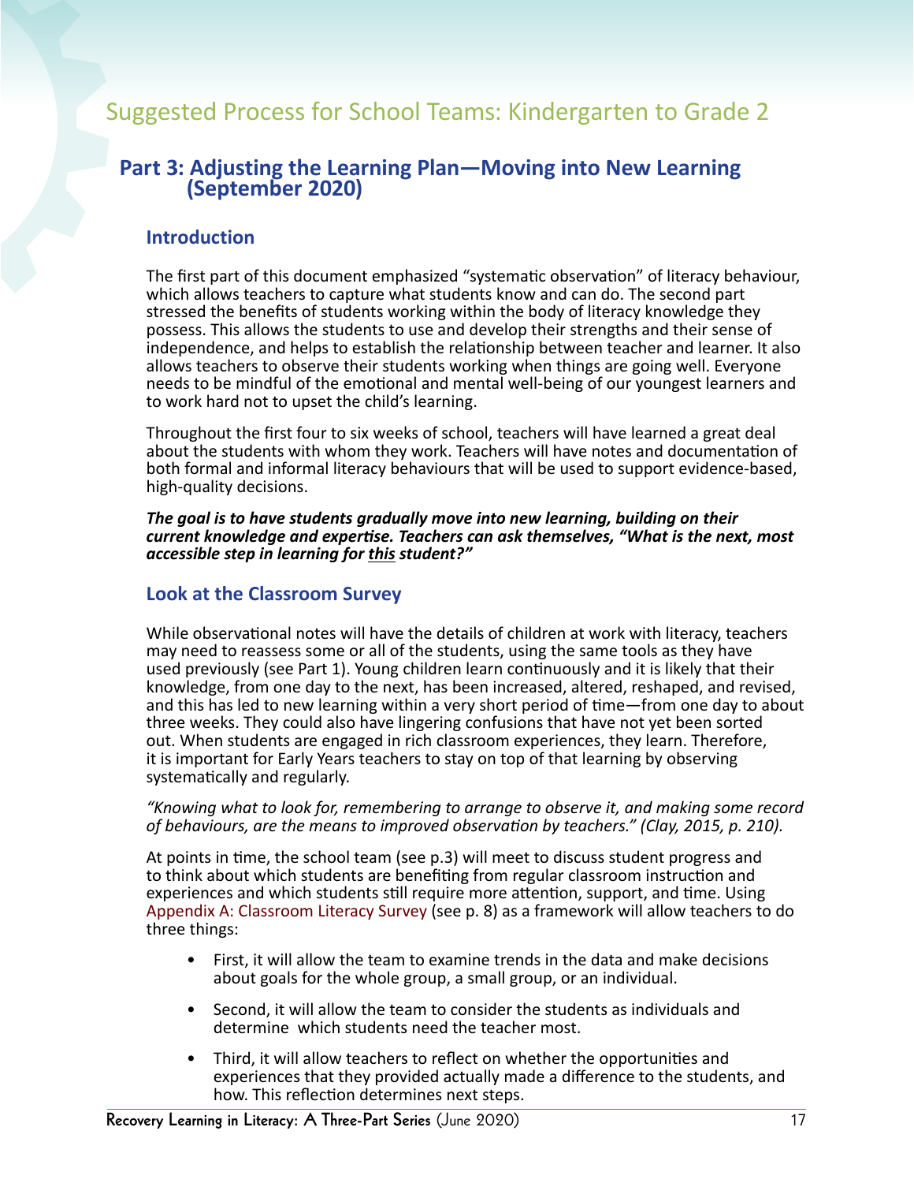# Suggested Process for School Teams: Kindergarten to Grade 2

## Part 3: Adjusting the Learning Plan—Moving into New Learning (September 2020)

### Introduction

The first part of this document emphasized "systematic observation" of literacy behaviour, which allows teachers to capture what students know and can do. The second part stressed the benefits of students working within the body of literacy knowledge they possess. This allows the students to use and develop their strengths and their sense of independence, and helps to establish the relationship between teacher and learner. It also allows teachers to observe their students working when things are going well. Everyone needs to be mindful of the emotional and mental well-being of our youngest learners and to work hard not to upset the child's learning.

Throughout the first four to six weeks of school, teachers will have learned a great deal about the students with whom they work. Teachers will have notes and documentation of both formal and informal literacy behaviours that will be used to support evidence-based, high-quality decisions.

***The goal is to have students gradually move into new learning, building on their current knowledge and expertise. Teachers can ask themselves, "What is the next, most accessible step in learning for <u>this</u> student?"***

### Look at the Classroom Survey

While observational notes will have the details of children at work with literacy, teachers may need to reassess some or all of the students, using the same tools as they have used previously (see Part 1). Young children learn continuously and it is likely that their knowledge, from one day to the next, has been increased, altered, reshaped, and revised, and this has led to new learning within a very short period of time—from one day to about three weeks. They could also have lingering confusions that have not yet been sorted out. When students are engaged in rich classroom experiences, they learn. Therefore, it is important for Early Years teachers to stay on top of that learning by observing systematically and regularly.

*"Knowing what to look for, remembering to arrange to observe it, and making some record of behaviours, are the means to improved observation by teachers." (Clay, 2015, p. 210).*

At points in time, the school team (see p.3) will meet to discuss student progress and to think about which students are benefiting from regular classroom instruction and experiences and which students still require more attention, support, and time. Using Appendix A: Classroom Literacy Survey (see p. 8) as a framework will allow teachers to do three things:

- First, it will allow the team to examine trends in the data and make decisions about goals for the whole group, a small group, or an individual.
- Second, it will allow the team to consider the students as individuals and determine which students need the teacher most.
- Third, it will allow teachers to reflect on whether the opportunities and experiences that they provided actually made a difference to the students, and how. This reflection determines next steps.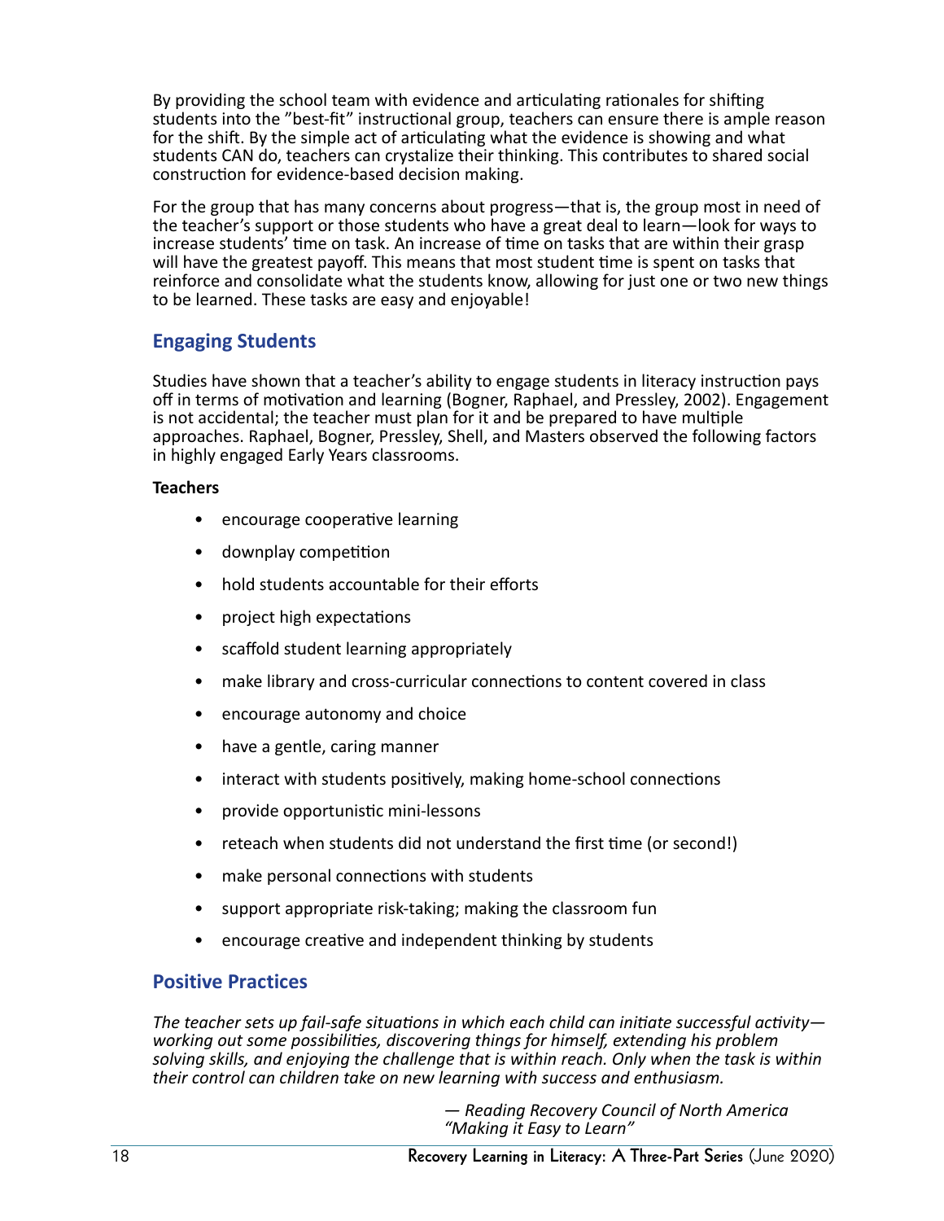By providing the school team with evidence and articulating rationales for shifting students into the "best-fit" instructional group, teachers can ensure there is ample reason for the shift. By the simple act of articulating what the evidence is showing and what students CAN do, teachers can crystalize their thinking. This contributes to shared social construction for evidence-based decision making.

For the group that has many concerns about progress—that is, the group most in need of the teacher's support or those students who have a great deal to learn—look for ways to increase students' time on task. An increase of time on tasks that are within their grasp will have the greatest payoff. This means that most student time is spent on tasks that reinforce and consolidate what the students know, allowing for just one or two new things to be learned. These tasks are easy and enjoyable!

## Engaging Students

Studies have shown that a teacher's ability to engage students in literacy instruction pays off in terms of motivation and learning (Bogner, Raphael, and Pressley, 2002). Engagement is not accidental; the teacher must plan for it and be prepared to have multiple approaches. Raphael, Bogner, Pressley, Shell, and Masters observed the following factors in highly engaged Early Years classrooms.

**Teachers**

- encourage cooperative learning
- downplay competition
- hold students accountable for their efforts
- project high expectations
- scaffold student learning appropriately
- make library and cross-curricular connections to content covered in class
- encourage autonomy and choice
- have a gentle, caring manner
- interact with students positively, making home-school connections
- provide opportunistic mini-lessons
- reteach when students did not understand the first time (or second!)
- make personal connections with students
- support appropriate risk-taking; making the classroom fun
- encourage creative and independent thinking by students

## Positive Practices

*The teacher sets up fail-safe situations in which each child can initiate successful activity—working out some possibilities, discovering things for himself, extending his problem solving skills, and enjoying the challenge that is within reach. Only when the task is within their control can children take on new learning with success and enthusiasm.*

*— Reading Recovery Council of North America "Making it Easy to Learn"*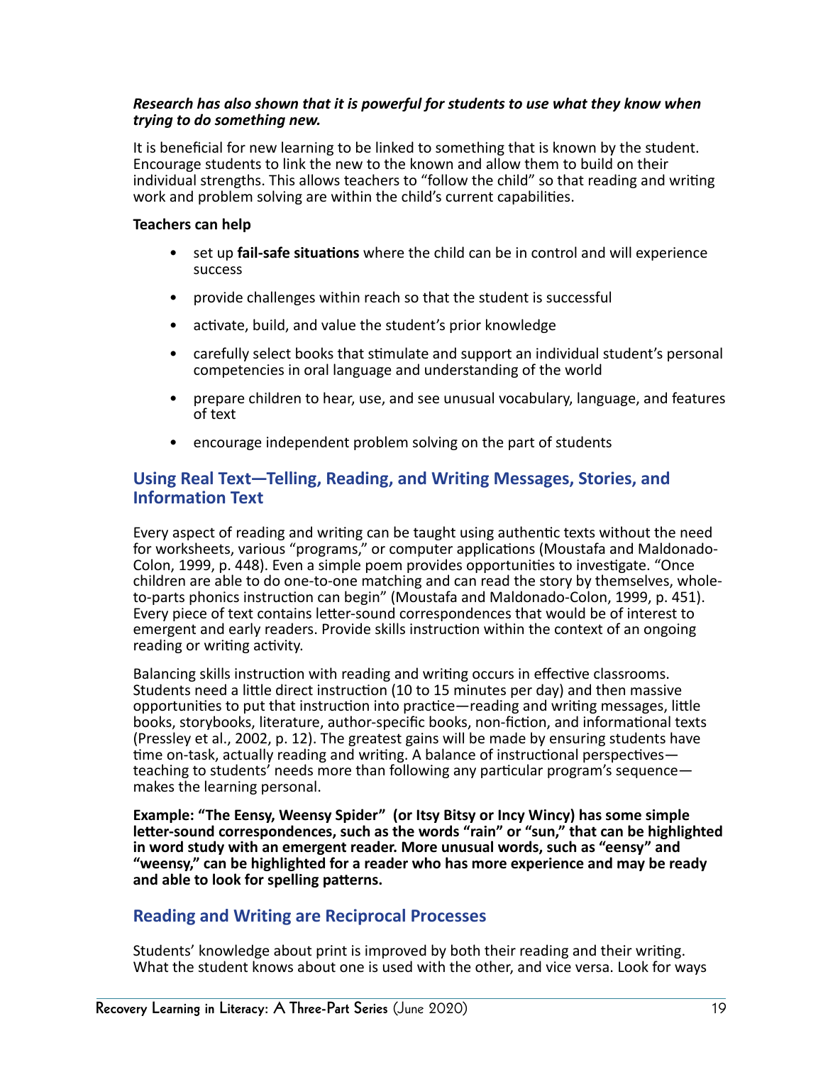***Research has also shown that it is powerful for students to use what they know when trying to do something new.***

It is beneficial for new learning to be linked to something that is known by the student. Encourage students to link the new to the known and allow them to build on their individual strengths. This allows teachers to "follow the child" so that reading and writing work and problem solving are within the child's current capabilities.

**Teachers can help**

- set up **fail-safe situations** where the child can be in control and will experience success
- provide challenges within reach so that the student is successful
- activate, build, and value the student's prior knowledge
- carefully select books that stimulate and support an individual student's personal competencies in oral language and understanding of the world
- prepare children to hear, use, and see unusual vocabulary, language, and features of text
- encourage independent problem solving on the part of students

## Using Real Text—Telling, Reading, and Writing Messages, Stories, and Information Text

Every aspect of reading and writing can be taught using authentic texts without the need for worksheets, various "programs," or computer applications (Moustafa and Maldonado-Colon, 1999, p. 448). Even a simple poem provides opportunities to investigate. "Once children are able to do one-to-one matching and can read the story by themselves, whole-to-parts phonics instruction can begin" (Moustafa and Maldonado-Colon, 1999, p. 451). Every piece of text contains letter-sound correspondences that would be of interest to emergent and early readers. Provide skills instruction within the context of an ongoing reading or writing activity.

Balancing skills instruction with reading and writing occurs in effective classrooms. Students need a little direct instruction (10 to 15 minutes per day) and then massive opportunities to put that instruction into practice—reading and writing messages, little books, storybooks, literature, author-specific books, non-fiction, and informational texts (Pressley et al., 2002, p. 12). The greatest gains will be made by ensuring students have time on-task, actually reading and writing. A balance of instructional perspectives—teaching to students' needs more than following any particular program's sequence—makes the learning personal.

**Example: "The Eensy, Weensy Spider" (or Itsy Bitsy or Incy Wincy) has some simple letter-sound correspondences, such as the words "rain" or "sun," that can be highlighted in word study with an emergent reader. More unusual words, such as "eensy" and "weensy," can be highlighted for a reader who has more experience and may be ready and able to look for spelling patterns.**

## Reading and Writing are Reciprocal Processes

Students' knowledge about print is improved by both their reading and their writing. What the student knows about one is used with the other, and vice versa. Look for ways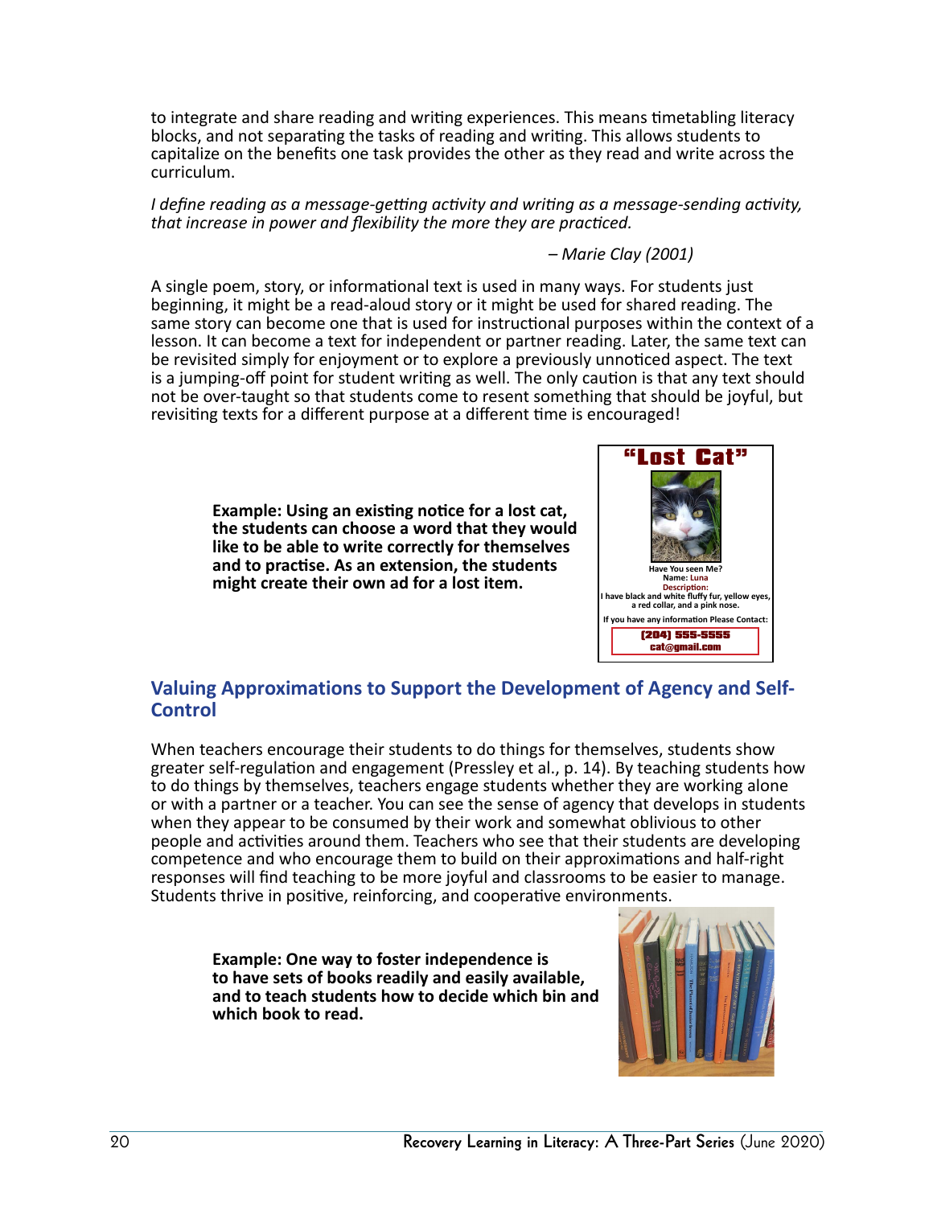to integrate and share reading and writing experiences. This means timetabling literacy blocks, and not separating the tasks of reading and writing. This allows students to capitalize on the benefits one task provides the other as they read and write across the curriculum.

*I define reading as a message-getting activity and writing as a message-sending activity, that increase in power and flexibility the more they are practiced.*

*– Marie Clay (2001)*

A single poem, story, or informational text is used in many ways. For students just beginning, it might be a read-aloud story or it might be used for shared reading. The same story can become one that is used for instructional purposes within the context of a lesson. It can become a text for independent or partner reading. Later, the same text can be revisited simply for enjoyment or to explore a previously unnoticed aspect. The text is a jumping-off point for student writing as well. The only caution is that any text should not be over-taught so that students come to resent something that should be joyful, but revisiting texts for a different purpose at a different time is encouraged!

**Example: Using an existing notice for a lost cat, the students can choose a word that they would like to be able to write correctly for themselves and to practise. As an extension, the students might create their own ad for a lost item.**

"Lost Cat"

Have You seen Me?
Name: Luna
Description:
I have black and white fluffy fur, yellow eyes, a red collar, and a pink nose.
If you have any information Please Contact:
(204) 555-5555
cat@gmail.com

## Valuing Approximations to Support the Development of Agency and Self-Control

When teachers encourage their students to do things for themselves, students show greater self-regulation and engagement (Pressley et al., p. 14). By teaching students how to do things by themselves, teachers engage students whether they are working alone or with a partner or a teacher. You can see the sense of agency that develops in students when they appear to be consumed by their work and somewhat oblivious to other people and activities around them. Teachers who see that their students are developing competence and who encourage them to build on their approximations and half-right responses will find teaching to be more joyful and classrooms to be easier to manage. Students thrive in positive, reinforcing, and cooperative environments.

**Example: One way to foster independence is to have sets of books readily and easily available, and to teach students how to decide which bin and which book to read.**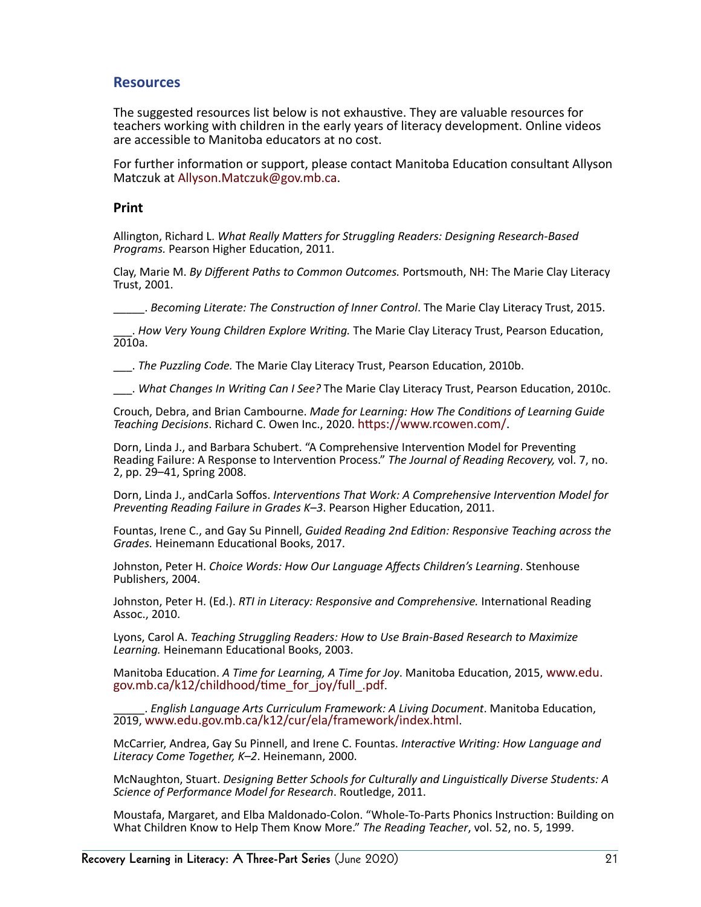## Resources

The suggested resources list below is not exhaustive. They are valuable resources for teachers working with children in the early years of literacy development. Online videos are accessible to Manitoba educators at no cost.

For further information or support, please contact Manitoba Education consultant Allyson Matczuk at Allyson.Matczuk@gov.mb.ca.

### Print

Allington, Richard L. *What Really Matters for Struggling Readers: Designing Research-Based Programs.* Pearson Higher Education, 2011.

Clay, Marie M. *By Different Paths to Common Outcomes.* Portsmouth, NH: The Marie Clay Literacy Trust, 2001.

_____. *Becoming Literate: The Construction of Inner Control*. The Marie Clay Literacy Trust, 2015.

___. *How Very Young Children Explore Writing.* The Marie Clay Literacy Trust, Pearson Education, 2010a.

___. *The Puzzling Code.* The Marie Clay Literacy Trust, Pearson Education, 2010b.

___. *What Changes In Writing Can I See?* The Marie Clay Literacy Trust, Pearson Education, 2010c.

Crouch, Debra, and Brian Cambourne. *Made for Learning: How The Conditions of Learning Guide Teaching Decisions*. Richard C. Owen Inc., 2020. https://www.rcowen.com/.

Dorn, Linda J., and Barbara Schubert. "A Comprehensive Intervention Model for Preventing Reading Failure: A Response to Intervention Process." *The Journal of Reading Recovery,* vol. 7, no. 2, pp. 29–41, Spring 2008.

Dorn, Linda J., andCarla Soffos. *Interventions That Work: A Comprehensive Intervention Model for Preventing Reading Failure in Grades K–3*. Pearson Higher Education, 2011.

Fountas, Irene C., and Gay Su Pinnell, *Guided Reading 2nd Edition: Responsive Teaching across the Grades.* Heinemann Educational Books, 2017.

Johnston, Peter H. *Choice Words: How Our Language Affects Children's Learning*. Stenhouse Publishers, 2004.

Johnston, Peter H. (Ed.). *RTI in Literacy: Responsive and Comprehensive.* International Reading Assoc., 2010.

Lyons, Carol A. *Teaching Struggling Readers: How to Use Brain-Based Research to Maximize Learning.* Heinemann Educational Books, 2003.

Manitoba Education. *A Time for Learning, A Time for Joy*. Manitoba Education, 2015, www.edu.gov.mb.ca/k12/childhood/time_for_joy/full_.pdf.

_____. *English Language Arts Curriculum Framework: A Living Document*. Manitoba Education, 2019, www.edu.gov.mb.ca/k12/cur/ela/framework/index.html.

McCarrier, Andrea, Gay Su Pinnell, and Irene C. Fountas. *Interactive Writing: How Language and Literacy Come Together, K–2*. Heinemann, 2000.

McNaughton, Stuart. *Designing Better Schools for Culturally and Linguistically Diverse Students: A Science of Performance Model for Research*. Routledge, 2011.

Moustafa, Margaret, and Elba Maldonado-Colon. "Whole-To-Parts Phonics Instruction: Building on What Children Know to Help Them Know More." *The Reading Teacher*, vol. 52, no. 5, 1999.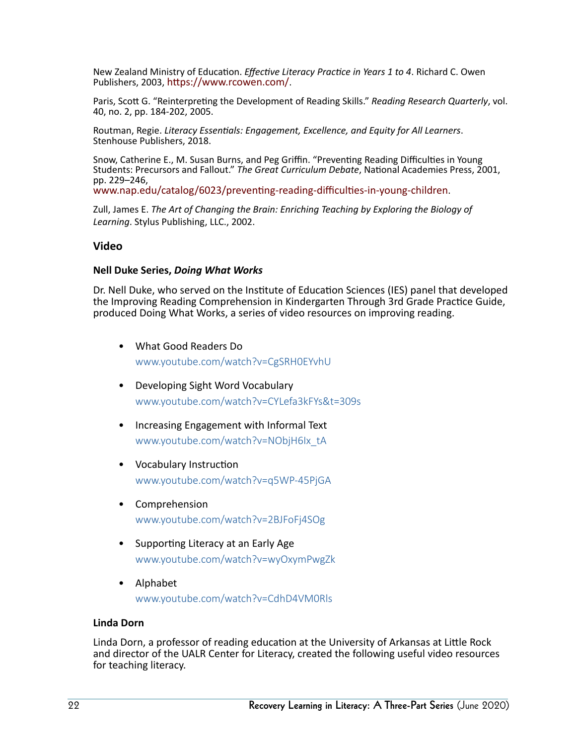New Zealand Ministry of Education. *Effective Literacy Practice in Years 1 to 4*. Richard C. Owen Publishers, 2003, https://www.rcowen.com/.

Paris, Scott G. "Reinterpreting the Development of Reading Skills." *Reading Research Quarterly*, vol. 40, no. 2, pp. 184-202, 2005.

Routman, Regie. *Literacy Essentials: Engagement, Excellence, and Equity for All Learners*. Stenhouse Publishers, 2018.

Snow, Catherine E., M. Susan Burns, and Peg Griffin. "Preventing Reading Difficulties in Young Students: Precursors and Fallout." *The Great Curriculum Debate*, National Academies Press, 2001, pp. 229–246, www.nap.edu/catalog/6023/preventing-reading-difficulties-in-young-children.

Zull, James E. *The Art of Changing the Brain: Enriching Teaching by Exploring the Biology of Learning*. Stylus Publishing, LLC., 2002.

## Video

### Nell Duke Series, *Doing What Works*

Dr. Nell Duke, who served on the Institute of Education Sciences (IES) panel that developed the Improving Reading Comprehension in Kindergarten Through 3rd Grade Practice Guide, produced Doing What Works, a series of video resources on improving reading.

- What Good Readers Do
  www.youtube.com/watch?v=CgSRH0EYvhU
- Developing Sight Word Vocabulary
  www.youtube.com/watch?v=CYLefa3kFYs&t=309s
- Increasing Engagement with Informal Text
  www.youtube.com/watch?v=NObjH6Ix_tA
- Vocabulary Instruction
  www.youtube.com/watch?v=q5WP-45PjGA
- Comprehension
  www.youtube.com/watch?v=2BJFoFj4SOg
- Supporting Literacy at an Early Age
  www.youtube.com/watch?v=wyOxymPwgZk
- Alphabet
  www.youtube.com/watch?v=CdhD4VM0RIs

### Linda Dorn

Linda Dorn, a professor of reading education at the University of Arkansas at Little Rock and director of the UALR Center for Literacy, created the following useful video resources for teaching literacy.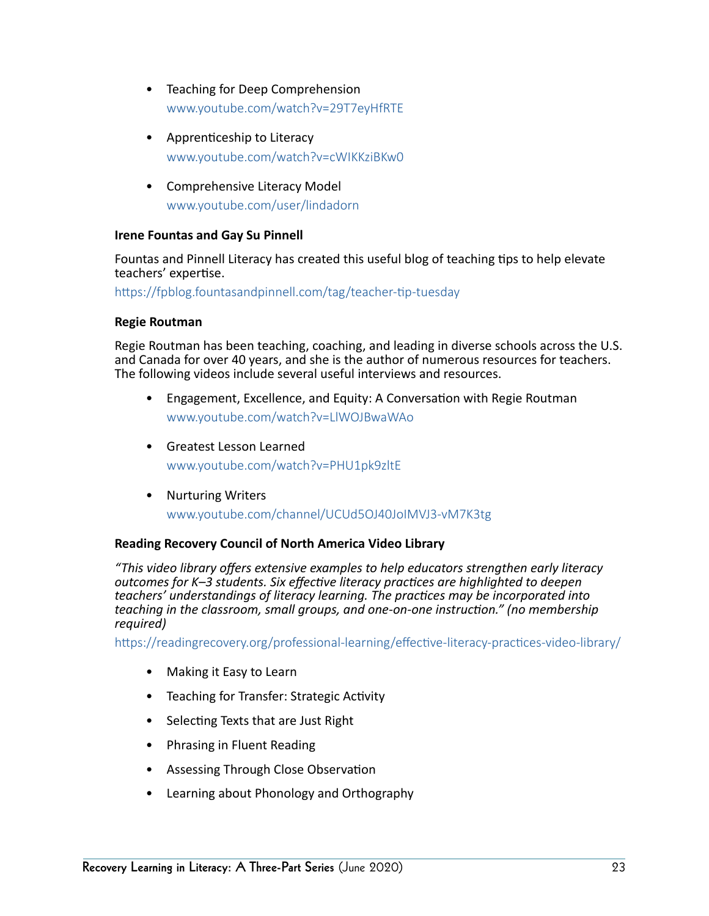- Teaching for Deep Comprehension
  www.youtube.com/watch?v=29T7eyHfRTE

- Apprenticeship to Literacy
  www.youtube.com/watch?v=cWIKKziBKw0

- Comprehensive Literacy Model
  www.youtube.com/user/lindadorn

**Irene Fountas and Gay Su Pinnell**

Fountas and Pinnell Literacy has created this useful blog of teaching tips to help elevate teachers' expertise.

https://fpblog.fountasandpinnell.com/tag/teacher-tip-tuesday

**Regie Routman**

Regie Routman has been teaching, coaching, and leading in diverse schools across the U.S. and Canada for over 40 years, and she is the author of numerous resources for teachers. The following videos include several useful interviews and resources.

- Engagement, Excellence, and Equity: A Conversation with Regie Routman
  www.youtube.com/watch?v=LlWOJBwaWAo

- Greatest Lesson Learned
  www.youtube.com/watch?v=PHU1pk9zltE

- Nurturing Writers
  www.youtube.com/channel/UCUd5OJ40JoIMVJ3-vM7K3tg

**Reading Recovery Council of North America Video Library**

*"This video library offers extensive examples to help educators strengthen early literacy outcomes for K–3 students. Six effective literacy practices are highlighted to deepen teachers' understandings of literacy learning. The practices may be incorporated into teaching in the classroom, small groups, and one-on-one instruction." (no membership required)*

https://readingrecovery.org/professional-learning/effective-literacy-practices-video-library/

- Making it Easy to Learn
- Teaching for Transfer: Strategic Activity
- Selecting Texts that are Just Right
- Phrasing in Fluent Reading
- Assessing Through Close Observation
- Learning about Phonology and Orthography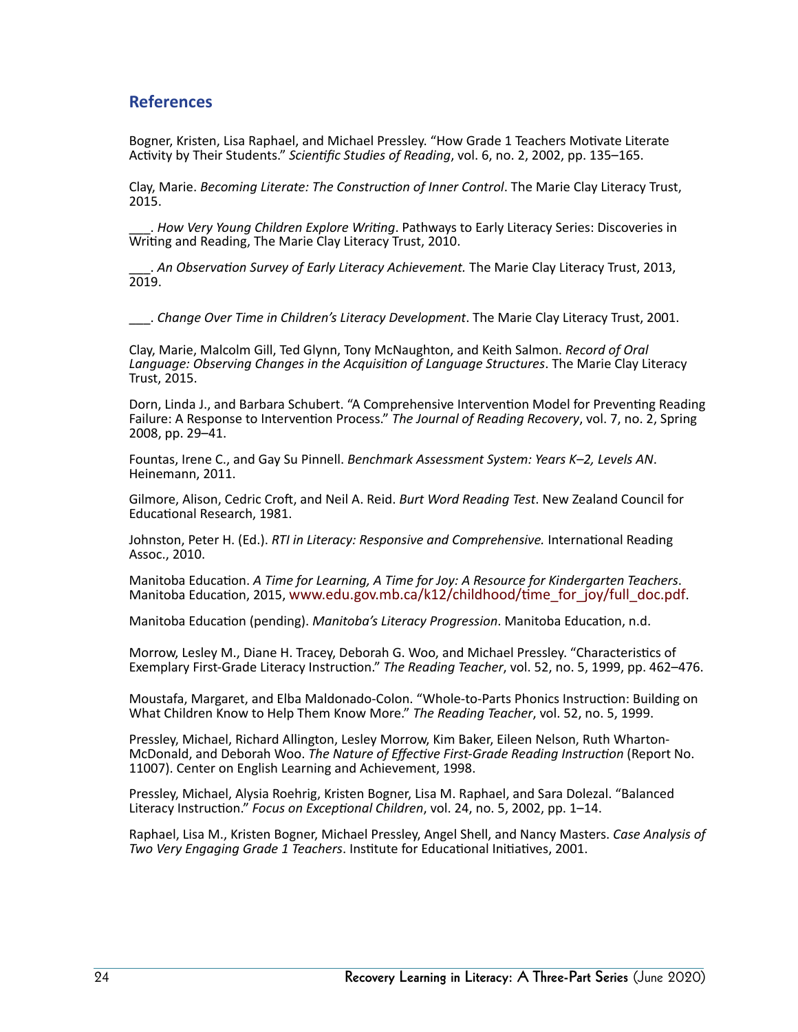## References

Bogner, Kristen, Lisa Raphael, and Michael Pressley. "How Grade 1 Teachers Motivate Literate Activity by Their Students." *Scientific Studies of Reading*, vol. 6, no. 2, 2002, pp. 135–165.

Clay, Marie. *Becoming Literate: The Construction of Inner Control*. The Marie Clay Literacy Trust, 2015.

___. *How Very Young Children Explore Writing*. Pathways to Early Literacy Series: Discoveries in Writing and Reading, The Marie Clay Literacy Trust, 2010.

___. *An Observation Survey of Early Literacy Achievement.* The Marie Clay Literacy Trust, 2013, 2019.

___. *Change Over Time in Children's Literacy Development*. The Marie Clay Literacy Trust, 2001.

Clay, Marie, Malcolm Gill, Ted Glynn, Tony McNaughton, and Keith Salmon. *Record of Oral Language: Observing Changes in the Acquisition of Language Structures*. The Marie Clay Literacy Trust, 2015.

Dorn, Linda J., and Barbara Schubert. "A Comprehensive Intervention Model for Preventing Reading Failure: A Response to Intervention Process." *The Journal of Reading Recovery*, vol. 7, no. 2, Spring 2008, pp. 29–41.

Fountas, Irene C., and Gay Su Pinnell. *Benchmark Assessment System: Years K–2, Levels AN*. Heinemann, 2011.

Gilmore, Alison, Cedric Croft, and Neil A. Reid. *Burt Word Reading Test*. New Zealand Council for Educational Research, 1981.

Johnston, Peter H. (Ed.). *RTI in Literacy: Responsive and Comprehensive.* International Reading Assoc., 2010.

Manitoba Education. *A Time for Learning, A Time for Joy: A Resource for Kindergarten Teachers*. Manitoba Education, 2015, www.edu.gov.mb.ca/k12/childhood/time_for_joy/full_doc.pdf.

Manitoba Education (pending). *Manitoba's Literacy Progression*. Manitoba Education, n.d.

Morrow, Lesley M., Diane H. Tracey, Deborah G. Woo, and Michael Pressley. "Characteristics of Exemplary First-Grade Literacy Instruction." *The Reading Teacher*, vol. 52, no. 5, 1999, pp. 462–476.

Moustafa, Margaret, and Elba Maldonado-Colon. "Whole-to-Parts Phonics Instruction: Building on What Children Know to Help Them Know More." *The Reading Teacher*, vol. 52, no. 5, 1999.

Pressley, Michael, Richard Allington, Lesley Morrow, Kim Baker, Eileen Nelson, Ruth Wharton-McDonald, and Deborah Woo. *The Nature of Effective First-Grade Reading Instruction* (Report No. 11007). Center on English Learning and Achievement, 1998.

Pressley, Michael, Alysia Roehrig, Kristen Bogner, Lisa M. Raphael, and Sara Dolezal. "Balanced Literacy Instruction." *Focus on Exceptional Children*, vol. 24, no. 5, 2002, pp. 1–14.

Raphael, Lisa M., Kristen Bogner, Michael Pressley, Angel Shell, and Nancy Masters. *Case Analysis of Two Very Engaging Grade 1 Teachers*. Institute for Educational Initiatives, 2001.